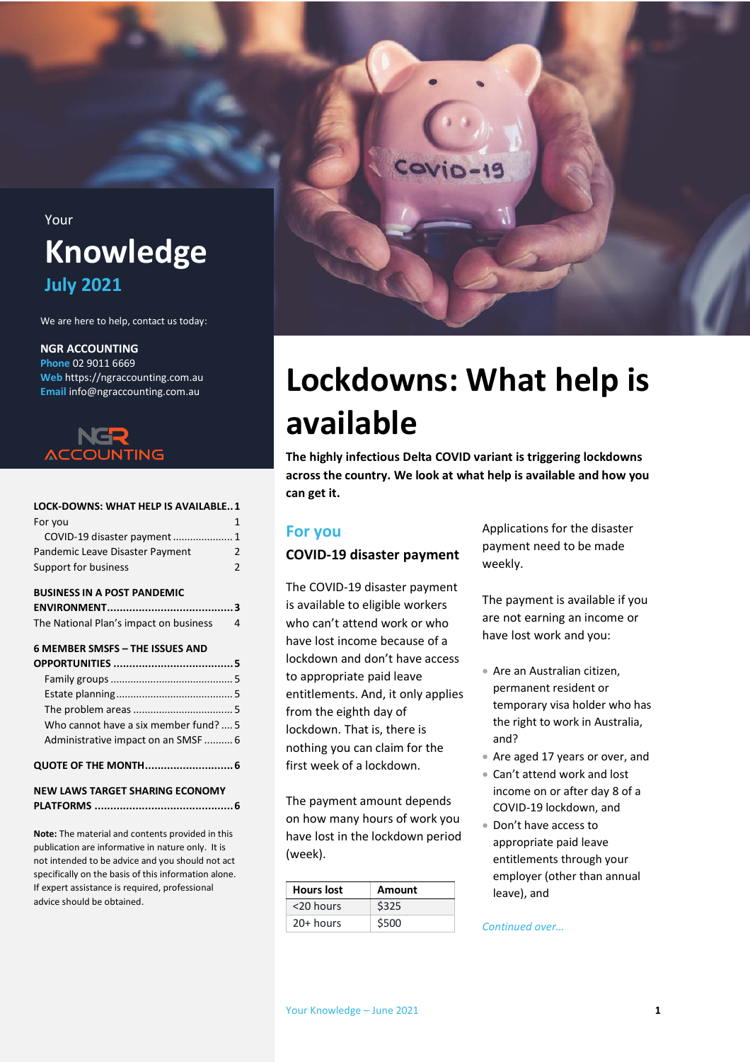Your

# Knowledge

**July 2021**

We are here to help, contact us today:

**NGR ACCOUNTING**
**Phone** 02 9011 6669
**Web** https://ngraccounting.com.au
**Email** info@ngraccounting.com.au

NGR ACCOUNTING

**LOCK-DOWNS: WHAT HELP IS AVAILABLE..1**
For you 1
COVID-19 disaster payment ..................... 1
Pandemic Leave Disaster Payment 2
Support for business 2

**BUSINESS IN A POST PANDEMIC ENVIRONMENT........................................3**
The National Plan's impact on business 4

**6 MEMBER SMSFS – THE ISSUES AND OPPORTUNITIES .....................................5**
Family groups .......................................... 5
Estate planning........................................ 5
The problem areas .................................. 5
Who cannot have a six member fund? .... 5
Administrative impact on an SMSF .......... 6

**QUOTE OF THE MONTH...........................6**

**NEW LAWS TARGET SHARING ECONOMY PLATFORMS ...........................................6**

**Note:** The material and contents provided in this publication are informative in nature only. It is not intended to be advice and you should not act specifically on the basis of this information alone. If expert assistance is required, professional advice should be obtained.

# Lockdowns: What help is available

**The highly infectious Delta COVID variant is triggering lockdowns across the country. We look at what help is available and how you can get it.**

## For you

### COVID-19 disaster payment

The COVID-19 disaster payment is available to eligible workers who can't attend work or who have lost income because of a lockdown and don't have access to appropriate paid leave entitlements. And, it only applies from the eighth day of lockdown. That is, there is nothing you can claim for the first week of a lockdown.

The payment amount depends on how many hours of work you have lost in the lockdown period (week).

| Hours lost | Amount |
|---|---|
| <20 hours | $325 |
| 20+ hours | $500 |

Applications for the disaster payment need to be made weekly.

The payment is available if you are not earning an income or have lost work and you:

- Are an Australian citizen, permanent resident or temporary visa holder who has the right to work in Australia, and?
- Are aged 17 years or over, and
- Can't attend work and lost income on or after day 8 of a COVID-19 lockdown, and
- Don't have access to appropriate paid leave entitlements through your employer (other than annual leave), and

*Continued over…*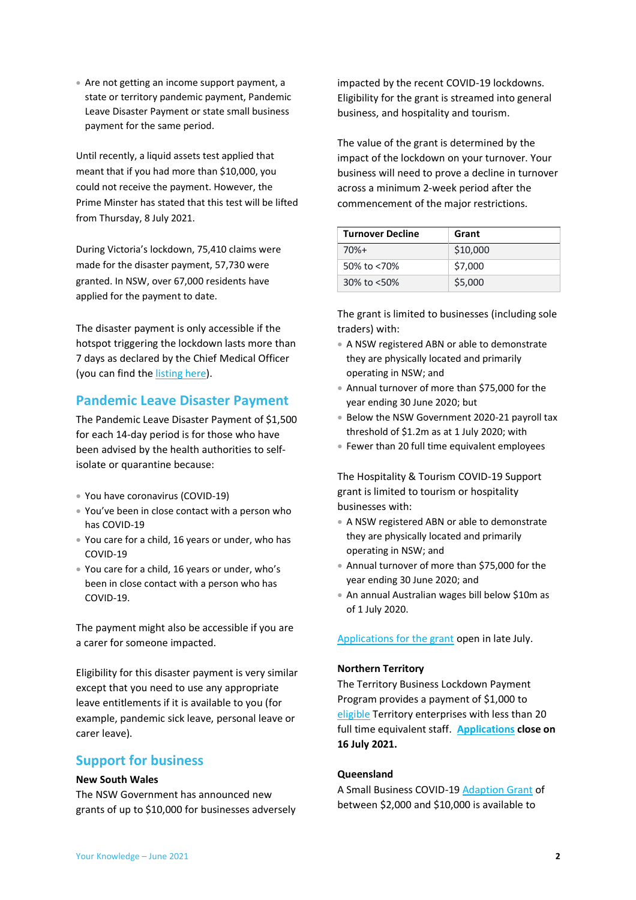- Are not getting an income support payment, a state or territory pandemic payment, Pandemic Leave Disaster Payment or state small business payment for the same period.

Until recently, a liquid assets test applied that meant that if you had more than $10,000, you could not receive the payment. However, the Prime Minster has stated that this test will be lifted from Thursday, 8 July 2021.

During Victoria's lockdown, 75,410 claims were made for the disaster payment, 57,730 were granted. In NSW, over 67,000 residents have applied for the payment to date.

The disaster payment is only accessible if the hotspot triggering the lockdown lasts more than 7 days as declared by the Chief Medical Officer (you can find the listing here).

## Pandemic Leave Disaster Payment

The Pandemic Leave Disaster Payment of $1,500 for each 14-day period is for those who have been advised by the health authorities to self-isolate or quarantine because:

- You have coronavirus (COVID-19)
- You've been in close contact with a person who has COVID-19
- You care for a child, 16 years or under, who has COVID-19
- You care for a child, 16 years or under, who's been in close contact with a person who has COVID-19.

The payment might also be accessible if you are a carer for someone impacted.

Eligibility for this disaster payment is very similar except that you need to use any appropriate leave entitlements if it is available to you (for example, pandemic sick leave, personal leave or carer leave).

## Support for business

### New South Wales

The NSW Government has announced new grants of up to $10,000 for businesses adversely impacted by the recent COVID-19 lockdowns. Eligibility for the grant is streamed into general business, and hospitality and tourism.

The value of the grant is determined by the impact of the lockdown on your turnover. Your business will need to prove a decline in turnover across a minimum 2-week period after the commencement of the major restrictions.

| Turnover Decline | Grant |
|---|---|
| 70%+ | $10,000 |
| 50% to <70% | $7,000 |
| 30% to <50% | $5,000 |

The grant is limited to businesses (including sole traders) with:

- A NSW registered ABN or able to demonstrate they are physically located and primarily operating in NSW; and
- Annual turnover of more than $75,000 for the year ending 30 June 2020; but
- Below the NSW Government 2020-21 payroll tax threshold of $1.2m as at 1 July 2020; with
- Fewer than 20 full time equivalent employees

The Hospitality & Tourism COVID-19 Support grant is limited to tourism or hospitality businesses with:

- A NSW registered ABN or able to demonstrate they are physically located and primarily operating in NSW; and
- Annual turnover of more than $75,000 for the year ending 30 June 2020; and
- An annual Australian wages bill below $10m as of 1 July 2020.

Applications for the grant open in late July.

### Northern Territory

The Territory Business Lockdown Payment Program provides a payment of $1,000 to eligible Territory enterprises with less than 20 full time equivalent staff. **Applications close on 16 July 2021.**

### Queensland

A Small Business COVID-19 Adaption Grant of between $2,000 and $10,000 is available to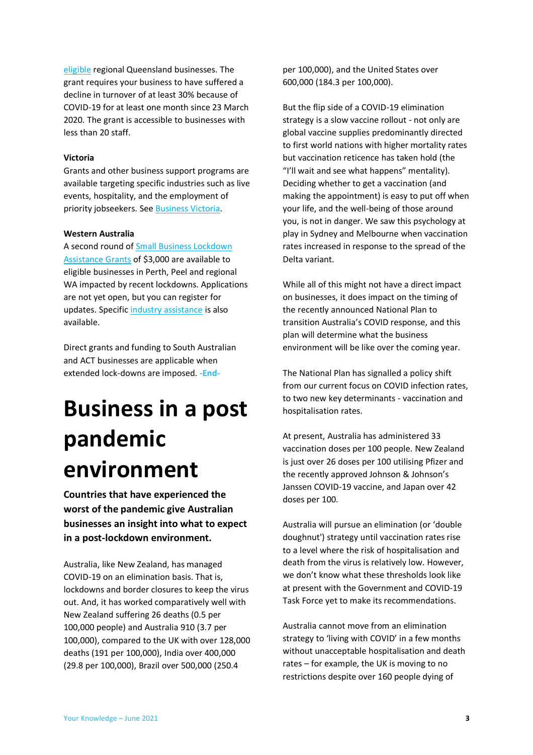eligible regional Queensland businesses. The grant requires your business to have suffered a decline in turnover of at least 30% because of COVID-19 for at least one month since 23 March 2020. The grant is accessible to businesses with less than 20 staff.

**Victoria**

Grants and other business support programs are available targeting specific industries such as live events, hospitality, and the employment of priority jobseekers. See Business Victoria.

**Western Australia**

A second round of Small Business Lockdown Assistance Grants of $3,000 are available to eligible businesses in Perth, Peel and regional WA impacted by recent lockdowns. Applications are not yet open, but you can register for updates. Specific industry assistance is also available.

Direct grants and funding to South Australian and ACT businesses are applicable when extended lock-downs are imposed. **-End-**

# Business in a post pandemic environment

**Countries that have experienced the worst of the pandemic give Australian businesses an insight into what to expect in a post-lockdown environment.**

Australia, like New Zealand, has managed COVID-19 on an elimination basis. That is, lockdowns and border closures to keep the virus out. And, it has worked comparatively well with New Zealand suffering 26 deaths (0.5 per 100,000 people) and Australia 910 (3.7 per 100,000), compared to the UK with over 128,000 deaths (191 per 100,000), India over 400,000 (29.8 per 100,000), Brazil over 500,000 (250.4 per 100,000), and the United States over 600,000 (184.3 per 100,000).

But the flip side of a COVID-19 elimination strategy is a slow vaccine rollout - not only are global vaccine supplies predominantly directed to first world nations with higher mortality rates but vaccination reticence has taken hold (the "I'll wait and see what happens" mentality). Deciding whether to get a vaccination (and making the appointment) is easy to put off when your life, and the well-being of those around you, is not in danger. We saw this psychology at play in Sydney and Melbourne when vaccination rates increased in response to the spread of the Delta variant.

While all of this might not have a direct impact on businesses, it does impact on the timing of the recently announced National Plan to transition Australia's COVID response, and this plan will determine what the business environment will be like over the coming year.

The National Plan has signalled a policy shift from our current focus on COVID infection rates, to two new key determinants - vaccination and hospitalisation rates.

At present, Australia has administered 33 vaccination doses per 100 people. New Zealand is just over 26 doses per 100 utilising Pfizer and the recently approved Johnson & Johnson's Janssen COVID-19 vaccine, and Japan over 42 doses per 100.

Australia will pursue an elimination (or 'double doughnut') strategy until vaccination rates rise to a level where the risk of hospitalisation and death from the virus is relatively low. However, we don't know what these thresholds look like at present with the Government and COVID-19 Task Force yet to make its recommendations.

Australia cannot move from an elimination strategy to 'living with COVID' in a few months without unacceptable hospitalisation and death rates – for example, the UK is moving to no restrictions despite over 160 people dying of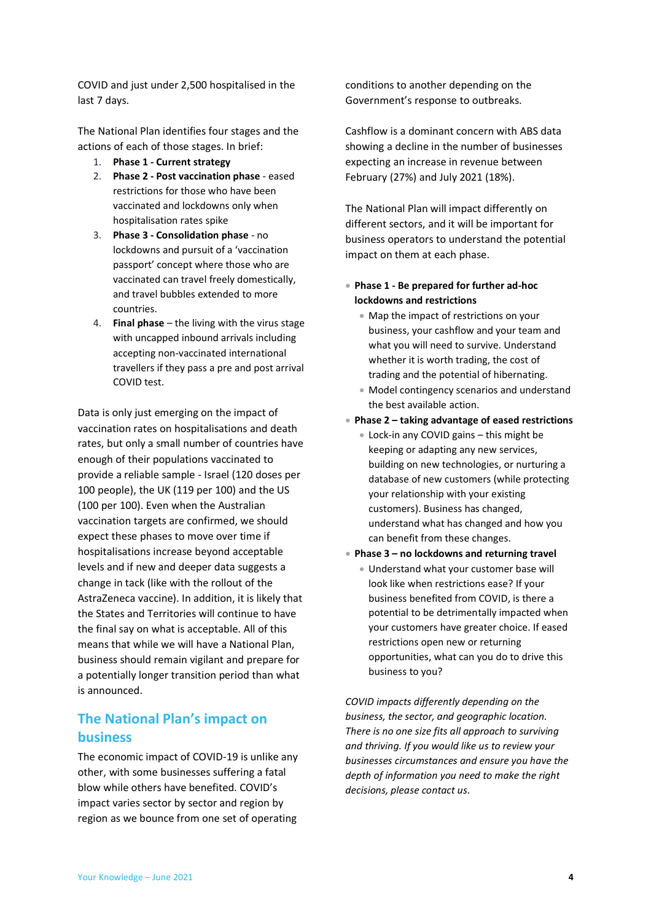COVID and just under 2,500 hospitalised in the last 7 days.

The National Plan identifies four stages and the actions of each of those stages. In brief:

1. **Phase 1 - Current strategy**
2. **Phase 2 - Post vaccination phase** - eased restrictions for those who have been vaccinated and lockdowns only when hospitalisation rates spike
3. **Phase 3 - Consolidation phase** - no lockdowns and pursuit of a 'vaccination passport' concept where those who are vaccinated can travel freely domestically, and travel bubbles extended to more countries.
4. **Final phase** – the living with the virus stage with uncapped inbound arrivals including accepting non-vaccinated international travellers if they pass a pre and post arrival COVID test.

Data is only just emerging on the impact of vaccination rates on hospitalisations and death rates, but only a small number of countries have enough of their populations vaccinated to provide a reliable sample - Israel (120 doses per 100 people), the UK (119 per 100) and the US (100 per 100). Even when the Australian vaccination targets are confirmed, we should expect these phases to move over time if hospitalisations increase beyond acceptable levels and if new and deeper data suggests a change in tack (like with the rollout of the AstraZeneca vaccine). In addition, it is likely that the States and Territories will continue to have the final say on what is acceptable. All of this means that while we will have a National Plan, business should remain vigilant and prepare for a potentially longer transition period than what is announced.

## The National Plan's impact on business

The economic impact of COVID-19 is unlike any other, with some businesses suffering a fatal blow while others have benefited. COVID's impact varies sector by sector and region by region as we bounce from one set of operating conditions to another depending on the Government's response to outbreaks.

Cashflow is a dominant concern with ABS data showing a decline in the number of businesses expecting an increase in revenue between February (27%) and July 2021 (18%).

The National Plan will impact differently on different sectors, and it will be important for business operators to understand the potential impact on them at each phase.

- **Phase 1 - Be prepared for further ad-hoc lockdowns and restrictions**
  - Map the impact of restrictions on your business, your cashflow and your team and what you will need to survive. Understand whether it is worth trading, the cost of trading and the potential of hibernating.
  - Model contingency scenarios and understand the best available action.
- **Phase 2 – taking advantage of eased restrictions**
  - Lock-in any COVID gains – this might be keeping or adapting any new services, building on new technologies, or nurturing a database of new customers (while protecting your relationship with your existing customers). Business has changed, understand what has changed and how you can benefit from these changes.
- **Phase 3 – no lockdowns and returning travel**
  - Understand what your customer base will look like when restrictions ease? If your business benefited from COVID, is there a potential to be detrimentally impacted when your customers have greater choice. If eased restrictions open new or returning opportunities, what can you do to drive this business to you?

*COVID impacts differently depending on the business, the sector, and geographic location. There is no one size fits all approach to surviving and thriving. If you would like us to review your businesses circumstances and ensure you have the depth of information you need to make the right decisions, please contact us.*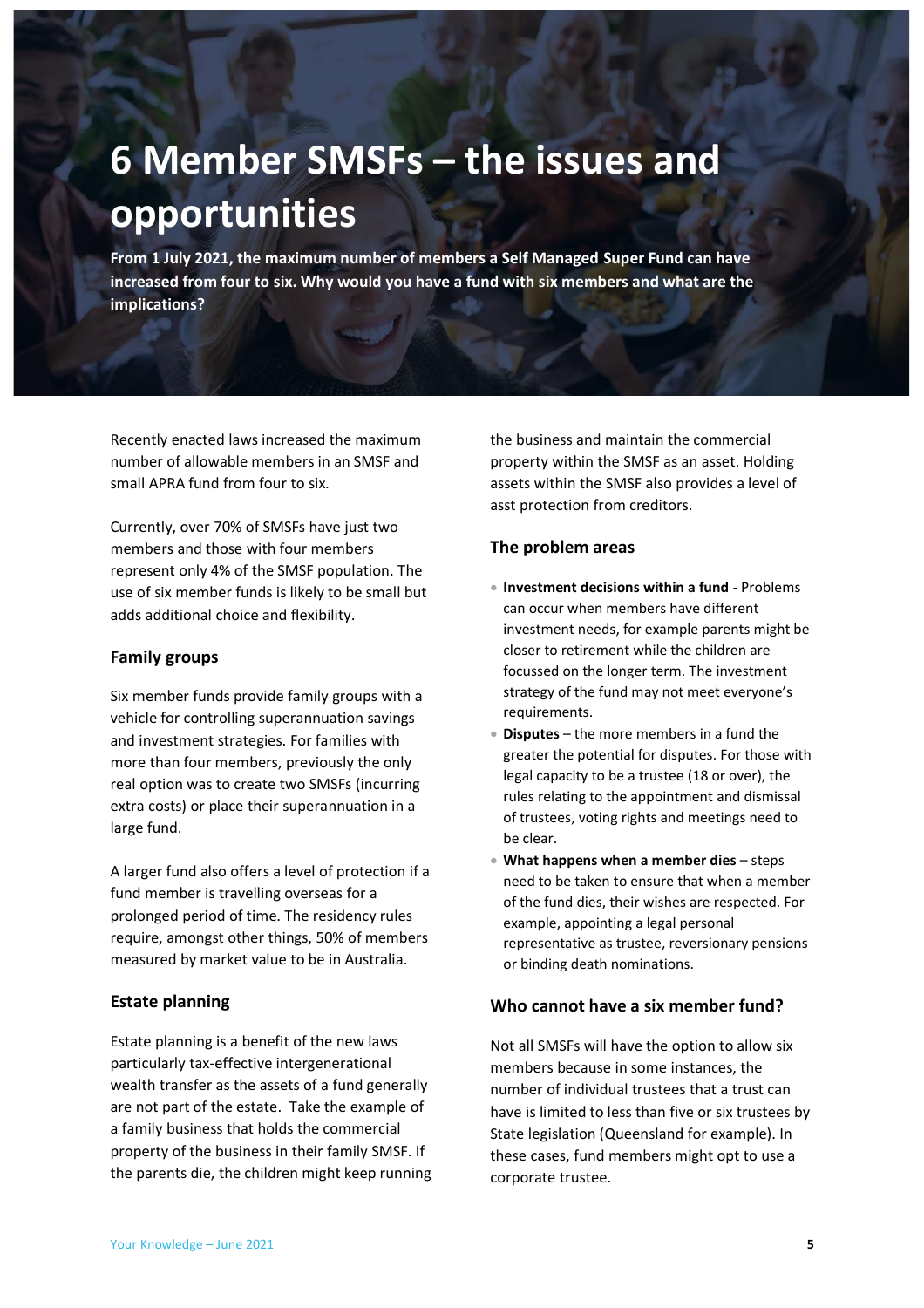# 6 Member SMSFs – the issues and opportunities

**From 1 July 2021, the maximum number of members a Self Managed Super Fund can have increased from four to six. Why would you have a fund with six members and what are the implications?**

Recently enacted laws increased the maximum number of allowable members in an SMSF and small APRA fund from four to six.

Currently, over 70% of SMSFs have just two members and those with four members represent only 4% of the SMSF population. The use of six member funds is likely to be small but adds additional choice and flexibility.

## Family groups

Six member funds provide family groups with a vehicle for controlling superannuation savings and investment strategies. For families with more than four members, previously the only real option was to create two SMSFs (incurring extra costs) or place their superannuation in a large fund.

A larger fund also offers a level of protection if a fund member is travelling overseas for a prolonged period of time. The residency rules require, amongst other things, 50% of members measured by market value to be in Australia.

## Estate planning

Estate planning is a benefit of the new laws particularly tax-effective intergenerational wealth transfer as the assets of a fund generally are not part of the estate. Take the example of a family business that holds the commercial property of the business in their family SMSF. If the parents die, the children might keep running the business and maintain the commercial property within the SMSF as an asset. Holding assets within the SMSF also provides a level of asst protection from creditors.

## The problem areas

- **Investment decisions within a fund** - Problems can occur when members have different investment needs, for example parents might be closer to retirement while the children are focussed on the longer term. The investment strategy of the fund may not meet everyone's requirements.
- **Disputes** – the more members in a fund the greater the potential for disputes. For those with legal capacity to be a trustee (18 or over), the rules relating to the appointment and dismissal of trustees, voting rights and meetings need to be clear.
- **What happens when a member dies** – steps need to be taken to ensure that when a member of the fund dies, their wishes are respected. For example, appointing a legal personal representative as trustee, reversionary pensions or binding death nominations.

## Who cannot have a six member fund?

Not all SMSFs will have the option to allow six members because in some instances, the number of individual trustees that a trust can have is limited to less than five or six trustees by State legislation (Queensland for example). In these cases, fund members might opt to use a corporate trustee.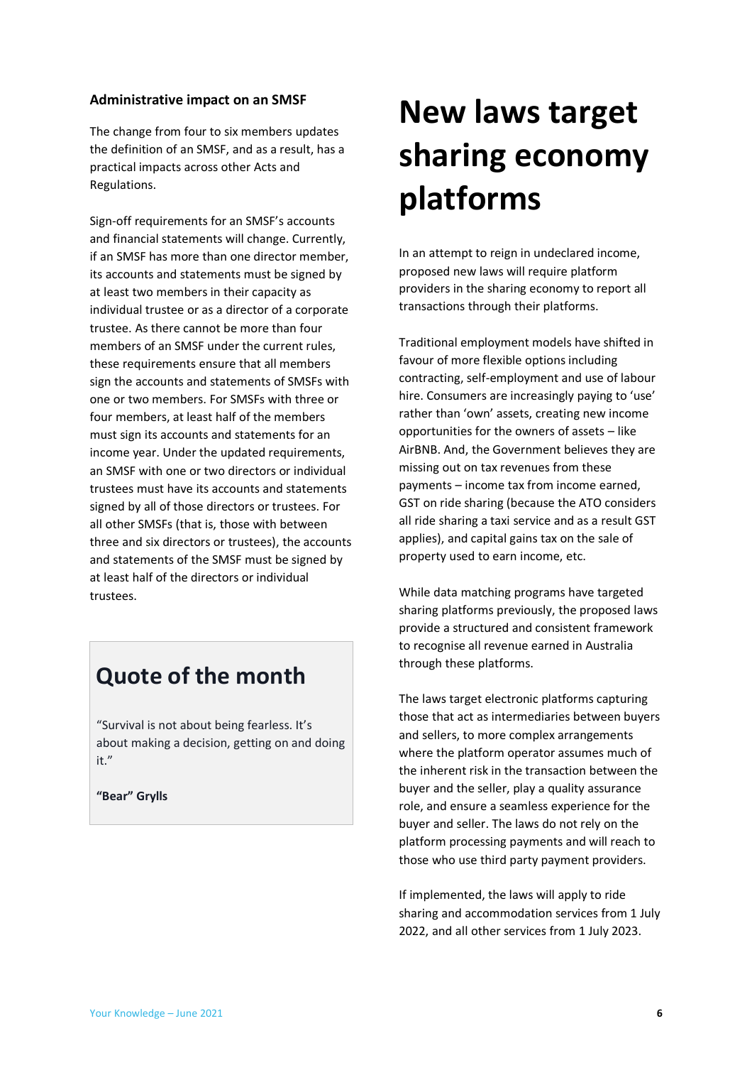### Administrative impact on an SMSF

The change from four to six members updates the definition of an SMSF, and as a result, has a practical impacts across other Acts and Regulations.

Sign-off requirements for an SMSF's accounts and financial statements will change. Currently, if an SMSF has more than one director member, its accounts and statements must be signed by at least two members in their capacity as individual trustee or as a director of a corporate trustee. As there cannot be more than four members of an SMSF under the current rules, these requirements ensure that all members sign the accounts and statements of SMSFs with one or two members. For SMSFs with three or four members, at least half of the members must sign its accounts and statements for an income year. Under the updated requirements, an SMSF with one or two directors or individual trustees must have its accounts and statements signed by all of those directors or trustees. For all other SMSFs (that is, those with between three and six directors or trustees), the accounts and statements of the SMSF must be signed by at least half of the directors or individual trustees.

## Quote of the month

"Survival is not about being fearless. It's about making a decision, getting on and doing it."

**"Bear" Grylls**

# New laws target sharing economy platforms

In an attempt to reign in undeclared income, proposed new laws will require platform providers in the sharing economy to report all transactions through their platforms.

Traditional employment models have shifted in favour of more flexible options including contracting, self-employment and use of labour hire. Consumers are increasingly paying to 'use' rather than 'own' assets, creating new income opportunities for the owners of assets – like AirBNB. And, the Government believes they are missing out on tax revenues from these payments – income tax from income earned, GST on ride sharing (because the ATO considers all ride sharing a taxi service and as a result GST applies), and capital gains tax on the sale of property used to earn income, etc.

While data matching programs have targeted sharing platforms previously, the proposed laws provide a structured and consistent framework to recognise all revenue earned in Australia through these platforms.

The laws target electronic platforms capturing those that act as intermediaries between buyers and sellers, to more complex arrangements where the platform operator assumes much of the inherent risk in the transaction between the buyer and the seller, play a quality assurance role, and ensure a seamless experience for the buyer and seller. The laws do not rely on the platform processing payments and will reach to those who use third party payment providers.

If implemented, the laws will apply to ride sharing and accommodation services from 1 July 2022, and all other services from 1 July 2023.